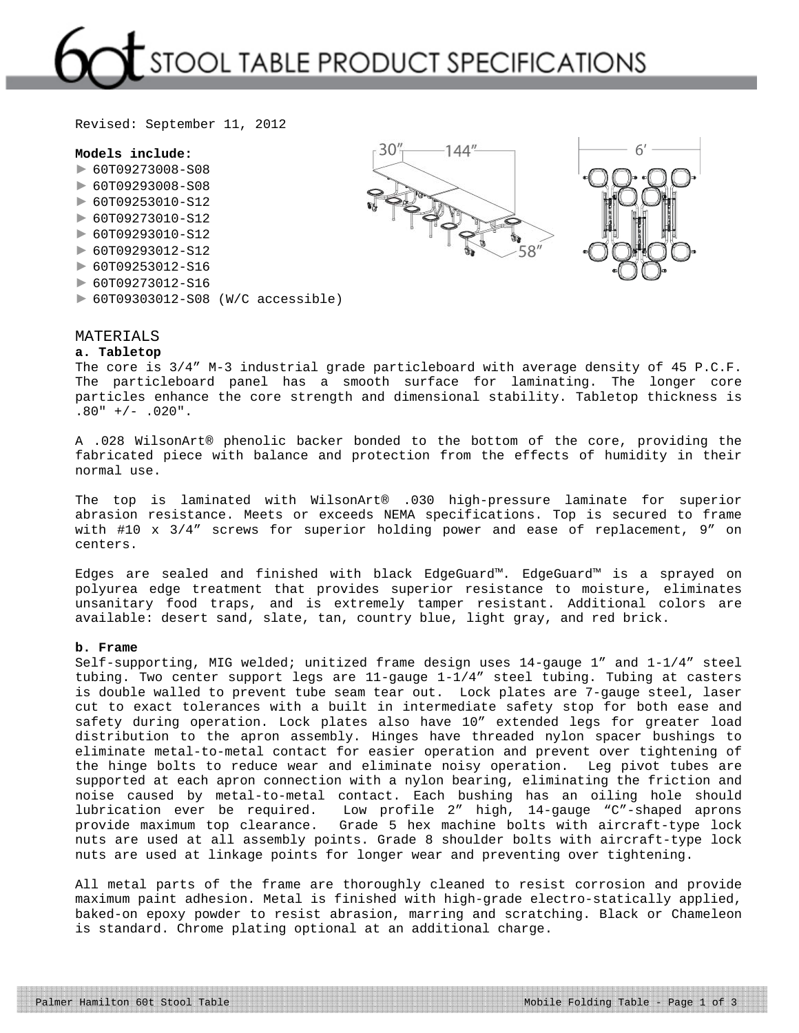# STOOL TABLE PRODUCT SPECIFICATIONS

Revised: September 11, 2012

**Models include:**

- ► 60T09273008-S08
- ► 60T09293008-S08
- ► 60T09253010-S12
- ► 60T09273010-S12
- ► 60T09293010-S12
- ► 60T09293012-S12
- ► 60T09253012-S16
- ► 60T09273012-S16
- ► 60T09303012-S08 (W/C accessible)

## MATERIALS

**a. Tabletop**

The core is 3/4" M-3 industrial grade particleboard with average density of 45 P.C.F. The particleboard panel has a smooth surface for laminating. The longer core particles enhance the core strength and dimensional stability. Tabletop thickness is .80" +/- .020".

A .028 WilsonArt® phenolic backer bonded to the bottom of the core, providing the fabricated piece with balance and protection from the effects of humidity in their normal use.

The top is laminated with WilsonArt® .030 high-pressure laminate for superior abrasion resistance. Meets or exceeds NEMA specifications. Top is secured to frame with #10 x 3/4" screws for superior holding power and ease of replacement, 9" on centers.

Edges are sealed and finished with black EdgeGuard™. EdgeGuard™ is a sprayed on polyurea edge treatment that provides superior resistance to moisture, eliminates unsanitary food traps, and is extremely tamper resistant. Additional colors are available: desert sand, slate, tan, country blue, light gray, and red brick.

**b. Frame**

Self-supporting, MIG welded; unitized frame design uses 14-gauge 1" and 1-1/4" steel tubing. Two center support legs are 11-gauge 1-1/4" steel tubing. Tubing at casters is double walled to prevent tube seam tear out. Lock plates are 7-gauge steel, laser cut to exact tolerances with a built in intermediate safety stop for both ease and safety during operation. Lock plates also have 10" extended legs for greater load distribution to the apron assembly. Hinges have threaded nylon spacer bushings to eliminate metal-to-metal contact for easier operation and prevent over tightening of the hinge bolts to reduce wear and eliminate noisy operation. Leg pivot tubes are supported at each apron connection with a nylon bearing, eliminating the friction and noise caused by metal-to-metal contact. Each bushing has an oiling hole should lubrication ever be required. Low profile 2" high, 14-gauge "C"-shaped aprons provide maximum top clearance. Grade 5 hex machine bolts with aircraft-type lock nuts are used at all assembly points. Grade 8 shoulder bolts with aircraft-type lock nuts are used at linkage points for longer wear and preventing over tightening.

All metal parts of the frame are thoroughly cleaned to resist corrosion and provide maximum paint adhesion. Metal is finished with high-grade electro-statically applied, baked-on epoxy powder to resist abrasion, marring and scratching. Black or Chameleon is standard. Chrome plating optional at an additional charge.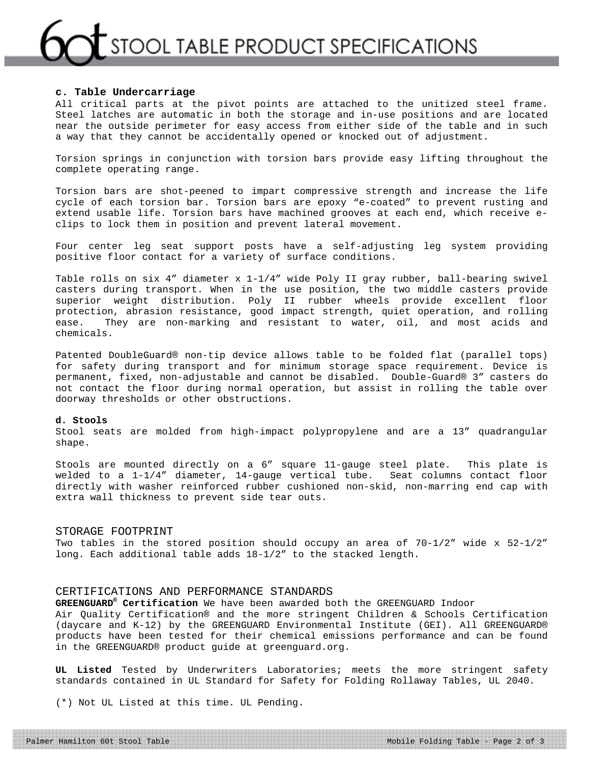**c. Table Undercarriage**

All critical parts at the pivot points are attached to the unitized steel frame. Steel latches are automatic in both the storage and in-use positions and are located near the outside perimeter for easy access from either side of the table and in such a way that they cannot be accidentally opened or knocked out of adjustment.

Torsion springs in conjunction with torsion bars provide easy lifting throughout the complete operating range.

Torsion bars are shot-peened to impart compressive strength and increase the life cycle of each torsion bar. Torsion bars are epoxy “e-coated” to prevent rusting and extend usable life. Torsion bars have machined grooves at each end, which receive e-clips to lock them in position and prevent lateral movement.

Four center leg seat support posts have a self-adjusting leg system providing positive floor contact for a variety of surface conditions.

Table rolls on six 4” diameter x 1-1/4” wide Poly II gray rubber, ball-bearing swivel casters during transport. When in the use position, the two middle casters provide superior weight distribution. Poly II rubber wheels provide excellent floor protection, abrasion resistance, good impact strength, quiet operation, and rolling ease. They are non-marking and resistant to water, oil, and most acids and chemicals.

Patented DoubleGuard® non-tip device allows table to be folded flat (parallel tops) for safety during transport and for minimum storage space requirement. Device is permanent, fixed, non-adjustable and cannot be disabled. Double-Guard® 3” casters do not contact the floor during normal operation, but assist in rolling the table over doorway thresholds or other obstructions.

**d. Stools**

Stool seats are molded from high-impact polypropylene and are a 13” quadrangular shape.

Stools are mounted directly on a 6” square 11-gauge steel plate. This plate is welded to a 1-1/4” diameter, 14-gauge vertical tube. Seat columns contact floor directly with washer reinforced rubber cushioned non-skid, non-marring end cap with extra wall thickness to prevent side tear outs.

## STORAGE FOOTPRINT

Two tables in the stored position should occupy an area of 70-1/2” wide x 52-1/2” long. Each additional table adds 18-1/2” to the stacked length.

## CERTIFICATIONS AND PERFORMANCE STANDARDS

**GREENGUARD® Certification** We have been awarded both the GREENGUARD Indoor Air Quality Certification® and the more stringent Children & Schools Certification (daycare and K-12) by the GREENGUARD Environmental Institute (GEI). All GREENGUARD® products have been tested for their chemical emissions performance and can be found in the GREENGUARD® product guide at greenguard.org.

**UL Listed** Tested by Underwriters Laboratories; meets the more stringent safety standards contained in UL Standard for Safety for Folding Rollaway Tables, UL 2040.

(*) Not UL Listed at this time. UL Pending.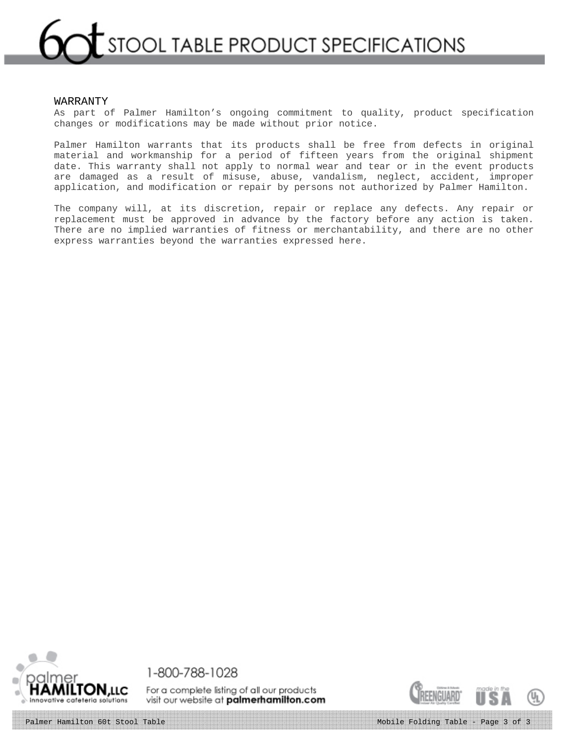## WARRANTY

As part of Palmer Hamilton's ongoing commitment to quality, product specification changes or modifications may be made without prior notice.

Palmer Hamilton warrants that its products shall be free from defects in original material and workmanship for a period of fifteen years from the original shipment date. This warranty shall not apply to normal wear and tear or in the event products are damaged as a result of misuse, abuse, vandalism, neglect, accident, improper application, and modification or repair by persons not authorized by Palmer Hamilton.

The company will, at its discretion, repair or replace any defects. Any repair or replacement must be approved in advance by the factory before any action is taken. There are no implied warranties of fitness or merchantability, and there are no other express warranties beyond the warranties expressed here.

1-800-788-1028

For a complete listing of all our products visit our website at **palmerhamilton.com**